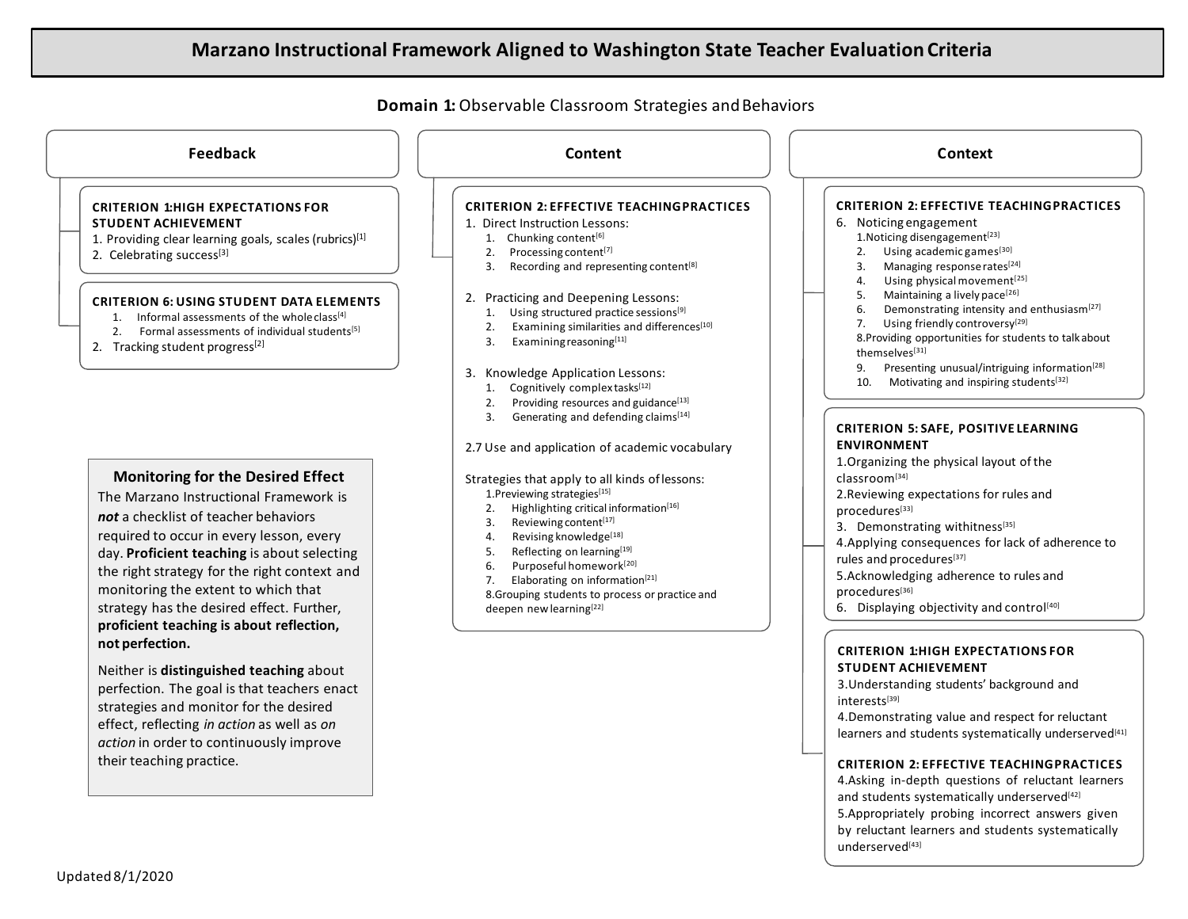# Marzano Instructional Framework Aligned to Washington State Teacher Evaluation Criteria

**Domain 1:** Observable Classroom Strategies and Behaviors

## Feedback

**CRITERION 1: HIGH EXPECTATIONS FOR STUDENT ACHIEVEMENT**

1. Providing clear learning goals, scales (rubrics)[1]
2. Celebrating success[3]

**CRITERION 6: USING STUDENT DATA ELEMENTS**

1. Informal assessments of the whole class[4]
2. Formal assessments of individual students[5]

2. Tracking student progress[2]

### Monitoring for the Desired Effect

The Marzano Instructional Framework is ***not*** a checklist of teacher behaviors required to occur in every lesson, every day. **Proficient teaching** is about selecting the right strategy for the right context and monitoring the extent to which that strategy has the desired effect. Further, **proficient teaching is about reflection, not perfection.**

Neither is **distinguished teaching** about perfection. The goal is that teachers enact strategies and monitor for the desired effect, reflecting *in action* as well as *on action* in order to continuously improve their teaching practice.

## Content

**CRITERION 2: EFFECTIVE TEACHING PRACTICES**

1. Direct Instruction Lessons:
   1. Chunking content[6]
   2. Processing content[7]
   3. Recording and representing content[8]
2. Practicing and Deepening Lessons:
   1. Using structured practice sessions[9]
   2. Examining similarities and differences[10]
   3. Examining reasoning[11]
3. Knowledge Application Lessons:
   1. Cognitively complex tasks[12]
   2. Providing resources and guidance[13]
   3. Generating and defending claims[14]

2.7 Use and application of academic vocabulary

Strategies that apply to all kinds of lessons:

1. Previewing strategies[15]
2. Highlighting critical information[16]
3. Reviewing content[17]
4. Revising knowledge[18]
5. Reflecting on learning[19]
6. Purposeful homework[20]
7. Elaborating on information[21]
8. Grouping students to process or practice and deepen new learning[22]

## Context

**CRITERION 2: EFFECTIVE TEACHING PRACTICES**

6. Noticing engagement
   1. Noticing disengagement[23]
   2. Using academic games[30]
   3. Managing response rates[24]
   4. Using physical movement[25]
   5. Maintaining a lively pace[26]
   6. Demonstrating intensity and enthusiasm[27]
   7. Using friendly controversy[29]
   8. Providing opportunities for students to talk about themselves[31]
   9. Presenting unusual/intriguing information[28]
   10. Motivating and inspiring students[32]

**CRITERION 5: SAFE, POSITIVE LEARNING ENVIRONMENT**

1. Organizing the physical layout of the classroom[34]
2. Reviewing expectations for rules and procedures[33]
3. Demonstrating withitness[35]
4. Applying consequences for lack of adherence to rules and procedures[37]
5. Acknowledging adherence to rules and procedures[36]
6. Displaying objectivity and control[40]

**CRITERION 1: HIGH EXPECTATIONS FOR STUDENT ACHIEVEMENT**

3. Understanding students' background and interests[39]
4. Demonstrating value and respect for reluctant learners and students systematically underserved[41]

**CRITERION 2: EFFECTIVE TEACHING PRACTICES**

4. Asking in-depth questions of reluctant learners and students systematically underserved[42]
5. Appropriately probing incorrect answers given by reluctant learners and students systematically underserved[43]

Updated 8/1/2020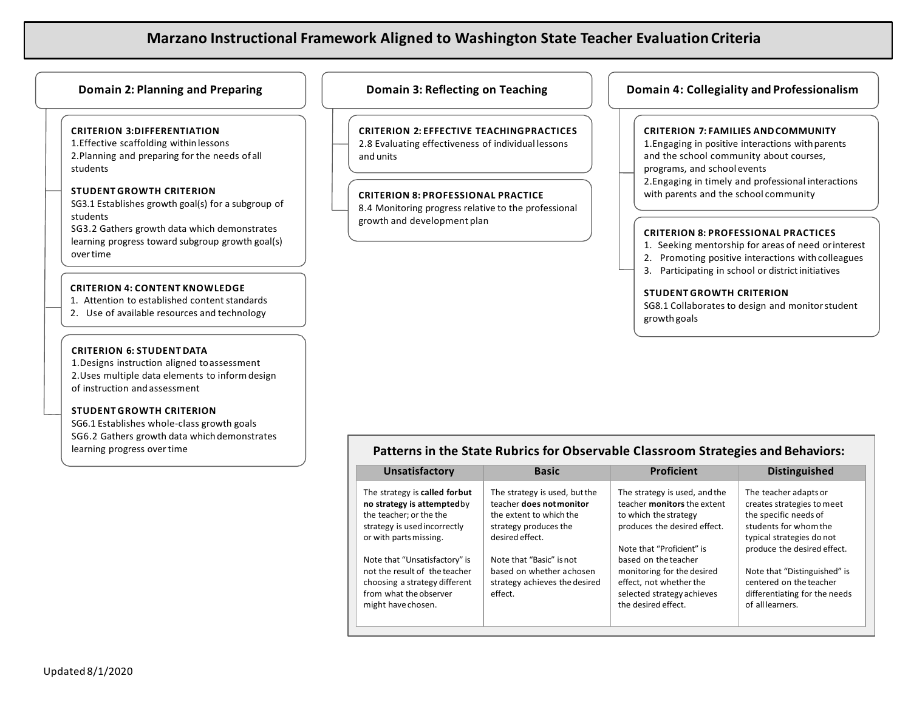# Marzano Instructional Framework Aligned to Washington State Teacher Evaluation Criteria

## Domain 2: Planning and Preparing

**CRITERION 3: DIFFERENTIATION**

1. Effective scaffolding within lessons
2. Planning and preparing for the needs of all students

**STUDENT GROWTH CRITERION**

SG3.1 Establishes growth goal(s) for a subgroup of students

SG3.2 Gathers growth data which demonstrates learning progress toward subgroup growth goal(s) over time

**CRITERION 4: CONTENT KNOWLEDGE**

1. Attention to established content standards
2. Use of available resources and technology

**CRITERION 6: STUDENT DATA**

1. Designs instruction aligned to assessment
2. Uses multiple data elements to inform design of instruction and assessment

**STUDENT GROWTH CRITERION**

SG6.1 Establishes whole-class growth goals

SG6.2 Gathers growth data which demonstrates learning progress over time

## Domain 3: Reflecting on Teaching

**CRITERION 2: EFFECTIVE TEACHING PRACTICES**

2.8 Evaluating effectiveness of individual lessons and units

**CRITERION 8: PROFESSIONAL PRACTICE**

8.4 Monitoring progress relative to the professional growth and development plan

## Domain 4: Collegiality and Professionalism

**CRITERION 7: FAMILIES AND COMMUNITY**

1. Engaging in positive interactions with parents and the school community about courses, programs, and school events
2. Engaging in timely and professional interactions with parents and the school community

**CRITERION 8: PROFESSIONAL PRACTICES**

1. Seeking mentorship for areas of need or interest
2. Promoting positive interactions with colleagues
3. Participating in school or district initiatives

**STUDENT GROWTH CRITERION**

SG8.1 Collaborates to design and monitor student growth goals

## Patterns in the State Rubrics for Observable Classroom Strategies and Behaviors:

| Unsatisfactory | Basic | Proficient | Distinguished |
|---|---|---|---|
| The strategy is **called for but no strategy is attempted** by the teacher; or the the strategy is used incorrectly or with parts missing.<br><br>Note that "Unsatisfactory" is not the result of the teacher choosing a strategy different from what the observer might have chosen. | The strategy is used, but the teacher **does not monitor** the extent to which the strategy produces the desired effect.<br><br>Note that "Basic" is not based on whether a chosen strategy achieves the desired effect. | The strategy is used, and the teacher **monitors** the extent to which the strategy produces the desired effect.<br><br>Note that "Proficient" is based on the teacher monitoring for the desired effect, not whether the selected strategy achieves the desired effect. | The teacher adapts or creates strategies to meet the specific needs of students for whom the typical strategies do not produce the desired effect.<br><br>Note that "Distinguished" is centered on the teacher differentiating for the needs of all learners. |

Updated 8/1/2020